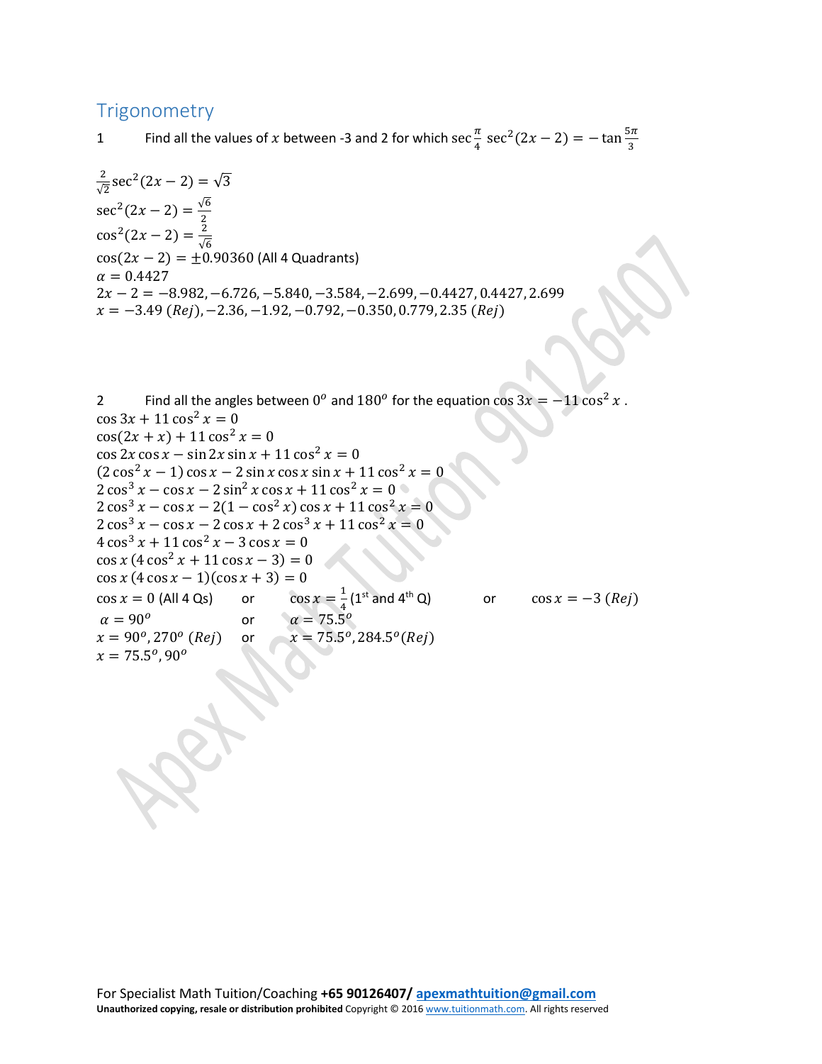## Trigonometry

1 Find all the values of $x$ between -3 and 2 for which $\sec\frac{\pi}{4}\sec^2(2x-2) = -\tan\frac{5\pi}{3}$

$\frac{2}{\sqrt{2}}\sec^2(2x-2) = \sqrt{3}$

$\sec^2(2x-2) = \frac{\sqrt{6}}{2}$

$\cos^2(2x-2) = \frac{2}{\sqrt{6}}$

$\cos(2x-2) = \pm 0.90360$ (All 4 Quadrants)

$\alpha = 0.4427$

$2x - 2 = -8.982, -6.726, -5.840, -3.584, -2.699, -0.4427, 0.4427, 2.699$

$x = -3.49\ (Rej), -2.36, -1.92, -0.792, -0.350, 0.779, 2.35\ (Rej)$

2 Find all the angles between $0^o$ and $180^o$ for the equation $\cos 3x = -11\cos^2 x$ .

$\cos 3x + 11\cos^2 x = 0$

$\cos(2x + x) + 11\cos^2 x = 0$

$\cos 2x \cos x - \sin 2x \sin x + 11\cos^2 x = 0$

$(2\cos^2 x - 1)\cos x - 2\sin x \cos x \sin x + 11\cos^2 x = 0$

$2\cos^3 x - \cos x - 2\sin^2 x \cos x + 11\cos^2 x = 0$

$2\cos^3 x - \cos x - 2(1 - \cos^2 x)\cos x + 11\cos^2 x = 0$

$2\cos^3 x - \cos x - 2\cos x + 2\cos^3 x + 11\cos^2 x = 0$

$4\cos^3 x + 11\cos^2 x - 3\cos x = 0$

$\cos x\,(4\cos^2 x + 11\cos x - 3) = 0$

$\cos x\,(4\cos x - 1)(\cos x + 3) = 0$

$\cos x = 0$ (All 4 Qs) or $\cos x = \frac{1}{4}$ (1st and 4th Q) or $\cos x = -3\ (Rej)$

$\alpha = 90^o$ or $\alpha = 75.5^o$

$x = 90^o, 270^o\ (Rej)$ or $x = 75.5^o, 284.5^o (Rej)$

$x = 75.5^o, 90^o$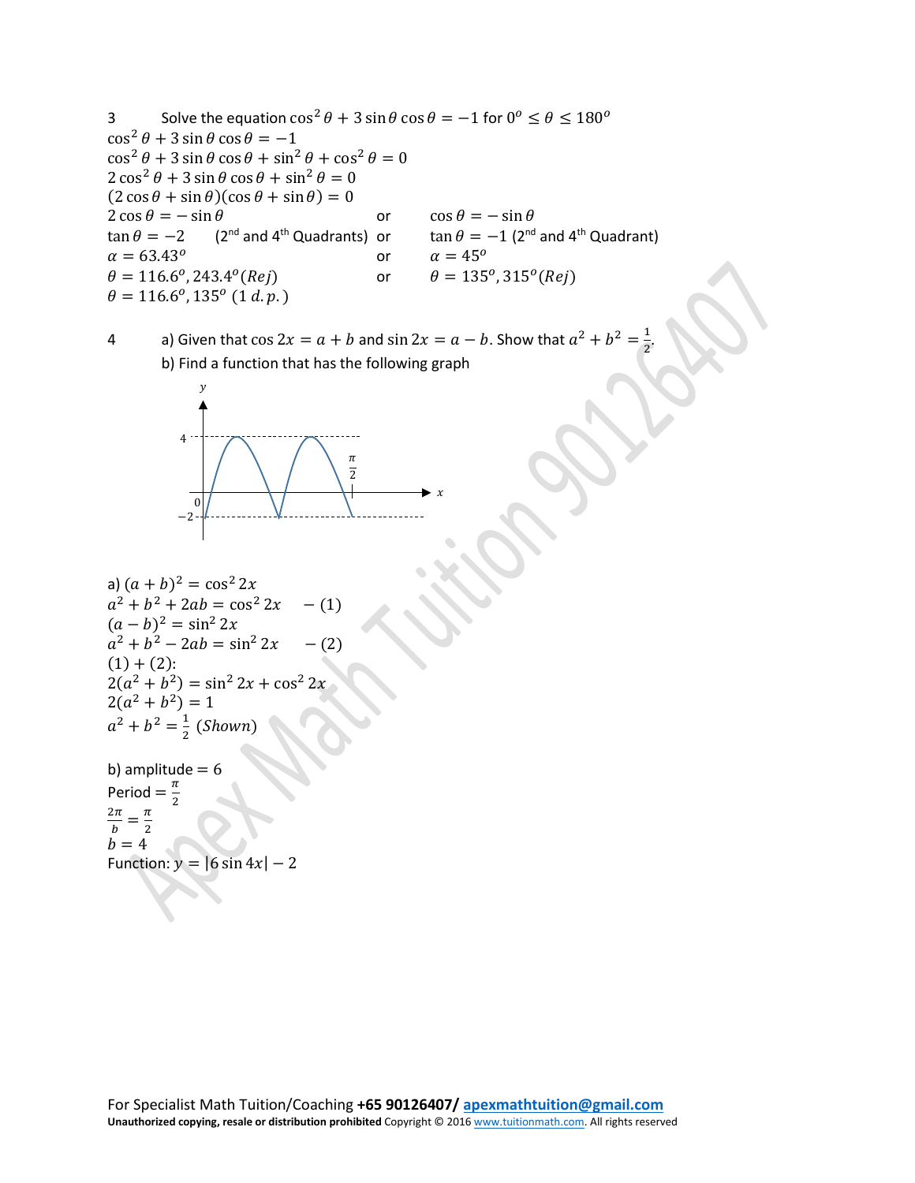3 Solve the equation $\cos^2\theta + 3\sin\theta\cos\theta = -1$ for $0^o \le \theta \le 180^o$

$\cos^2\theta + 3\sin\theta\cos\theta = -1$

$\cos^2\theta + 3\sin\theta\cos\theta + \sin^2\theta + \cos^2\theta = 0$

$2\cos^2\theta + 3\sin\theta\cos\theta + \sin^2\theta = 0$

$(2\cos\theta + \sin\theta)(\cos\theta + \sin\theta) = 0$

$2\cos\theta = -\sin\theta$ or $\cos\theta = -\sin\theta$

$\tan\theta = -2$ (2nd and 4th Quadrants) or $\tan\theta = -1$ (2nd and 4th Quadrant)

$\alpha = 63.43^o$ or $\alpha = 45^o$

$\theta = 116.6^o, 243.4^o (Rej)$ or $\theta = 135^o, 315^o (Rej)$

$\theta = 116.6^o, 135^o$ (1 d.p.)

4 a) Given that $\cos 2x = a + b$ and $\sin 2x = a - b$. Show that $a^2 + b^2 = \frac{1}{2}$.

b) Find a function that has the following graph

(Graph: $y$-axis with values 4, 0, $-2$; $x$-axis with $\frac{\pi}{2}$ marked)

a) $(a+b)^2 = \cos^2 2x$

$a^2 + b^2 + 2ab = \cos^2 2x \quad -(1)$

$(a-b)^2 = \sin^2 2x$

$a^2 + b^2 - 2ab = \sin^2 2x \quad -(2)$

$(1) + (2)$:

$2(a^2 + b^2) = \sin^2 2x + \cos^2 2x$

$2(a^2 + b^2) = 1$

$a^2 + b^2 = \frac{1}{2}$ (Shown)

b) amplitude $= 6$

Period $= \frac{\pi}{2}$

$\frac{2\pi}{b} = \frac{\pi}{2}$

$b = 4$

Function: $y = |6\sin 4x| - 2$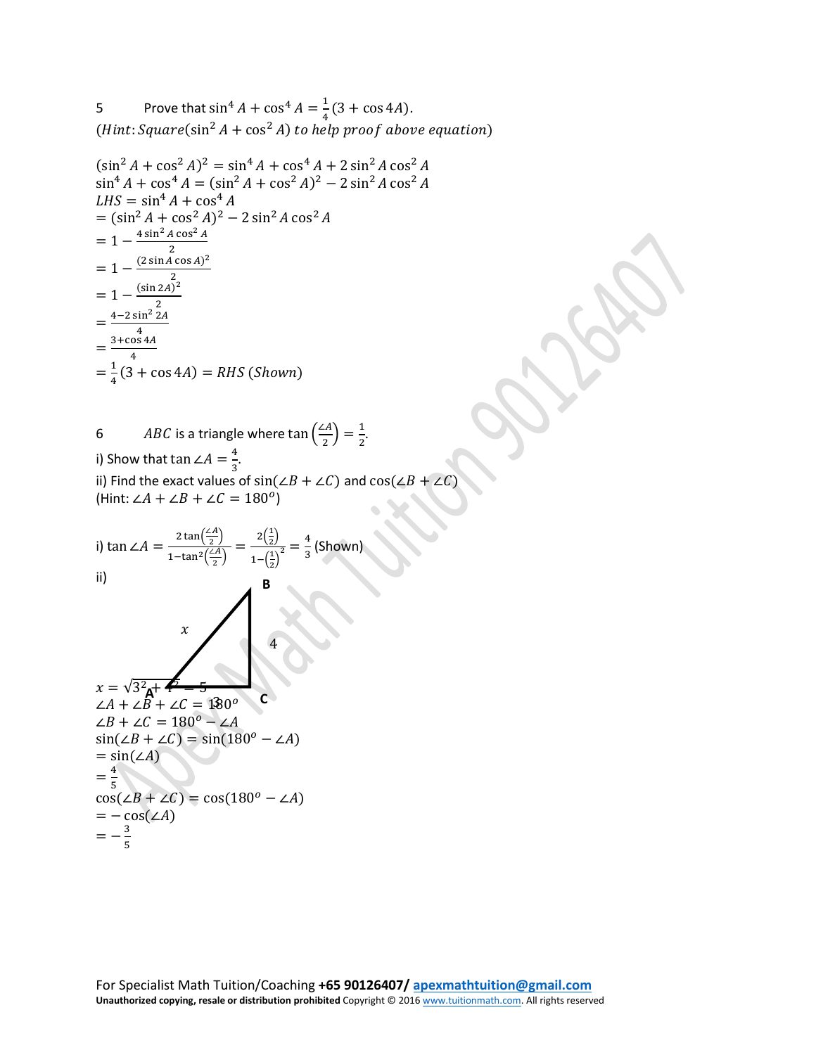5 Prove that $\sin^4 A + \cos^4 A = \frac{1}{4}(3 + \cos 4A)$.
$(Hint: Square(\sin^2 A + \cos^2 A)\ to\ help\ proof\ above\ equation)$

$(\sin^2 A + \cos^2 A)^2 = \sin^4 A + \cos^4 A + 2\sin^2 A \cos^2 A$
$\sin^4 A + \cos^4 A = (\sin^2 A + \cos^2 A)^2 - 2\sin^2 A \cos^2 A$
$LHS = \sin^4 A + \cos^4 A$
$= (\sin^2 A + \cos^2 A)^2 - 2\sin^2 A \cos^2 A$
$= 1 - \frac{4\sin^2 A \cos^2 A}{2}$
$= 1 - \frac{(2\sin A \cos A)^2}{2}$
$= 1 - \frac{(\sin 2A)^2}{2}$
$= \frac{4 - 2\sin^2 2A}{4}$
$= \frac{3 + \cos 4A}{4}$
$= \frac{1}{4}(3 + \cos 4A) = RHS\ (Shown)$

6 $ABC$ is a triangle where $\tan\left(\frac{\angle A}{2}\right) = \frac{1}{2}$.
i) Show that $\tan \angle A = \frac{4}{3}$.
ii) Find the exact values of $\sin(\angle B + \angle C)$ and $\cos(\angle B + \angle C)$
(Hint: $\angle A + \angle B + \angle C = 180^o$)

i) $\tan \angle A = \frac{2\tan\left(\frac{\angle A}{2}\right)}{1 - \tan^2\left(\frac{\angle A}{2}\right)} = \frac{2\left(\frac{1}{2}\right)}{1 - \left(\frac{1}{2}\right)^2} = \frac{4}{3}$ (Shown)

ii)

$x = \sqrt{3^2 + 4^2} = 5$
$\angle A + \angle B + \angle C = 180^o$
$\angle B + \angle C = 180^o - \angle A$
$\sin(\angle B + \angle C) = \sin(180^o - \angle A)$
$= \sin(\angle A)$
$= \frac{4}{5}$
$\cos(\angle B + \angle C) = \cos(180^o - \angle A)$
$= -\cos(\angle A)$
$= -\frac{3}{5}$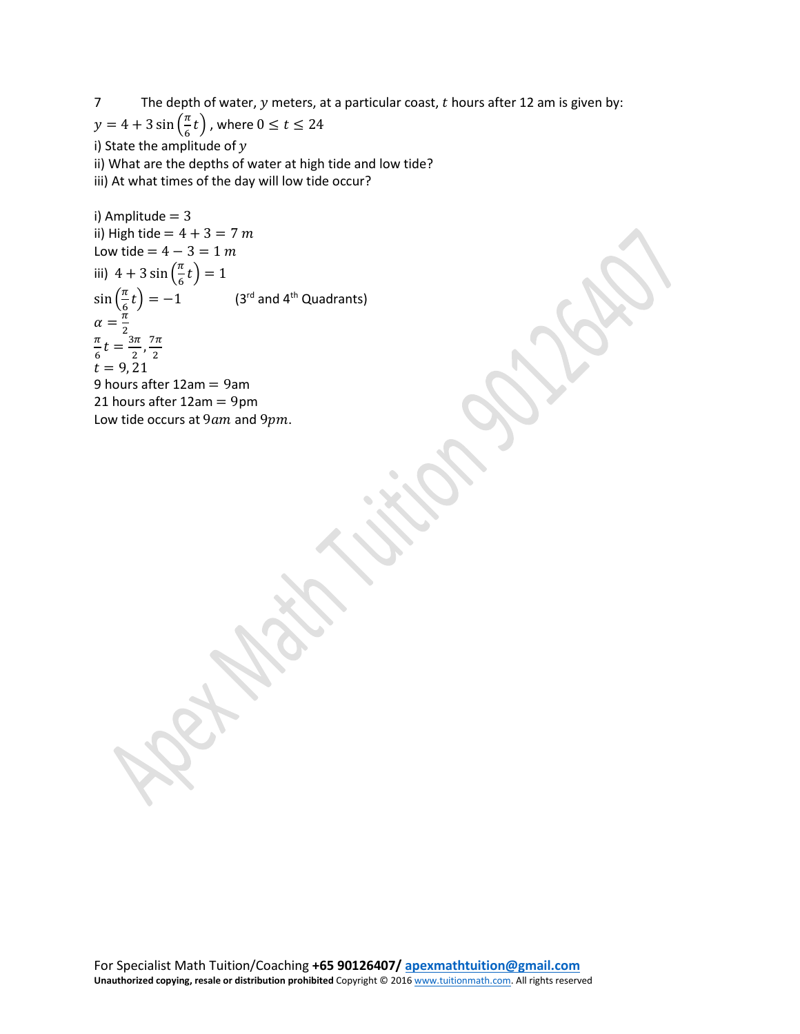7 The depth of water, $y$ meters, at a particular coast, $t$ hours after 12 am is given by:

$y = 4 + 3\sin\left(\frac{\pi}{6}t\right)$, where $0 \leq t \leq 24$

i) State the amplitude of $y$

ii) What are the depths of water at high tide and low tide?

iii) At what times of the day will low tide occur?

i) Amplitude $= 3$

ii) High tide $= 4 + 3 = 7\ m$

Low tide $= 4 - 3 = 1\ m$

iii) $4 + 3\sin\left(\frac{\pi}{6}t\right) = 1$

$\sin\left(\frac{\pi}{6}t\right) = -1$ (3rd and 4th Quadrants)

$\alpha = \frac{\pi}{2}$

$\frac{\pi}{6}t = \frac{3\pi}{2}, \frac{7\pi}{2}$

$t = 9, 21$

9 hours after 12am = 9am

21 hours after 12am = 9pm

Low tide occurs at $9am$ and $9pm$.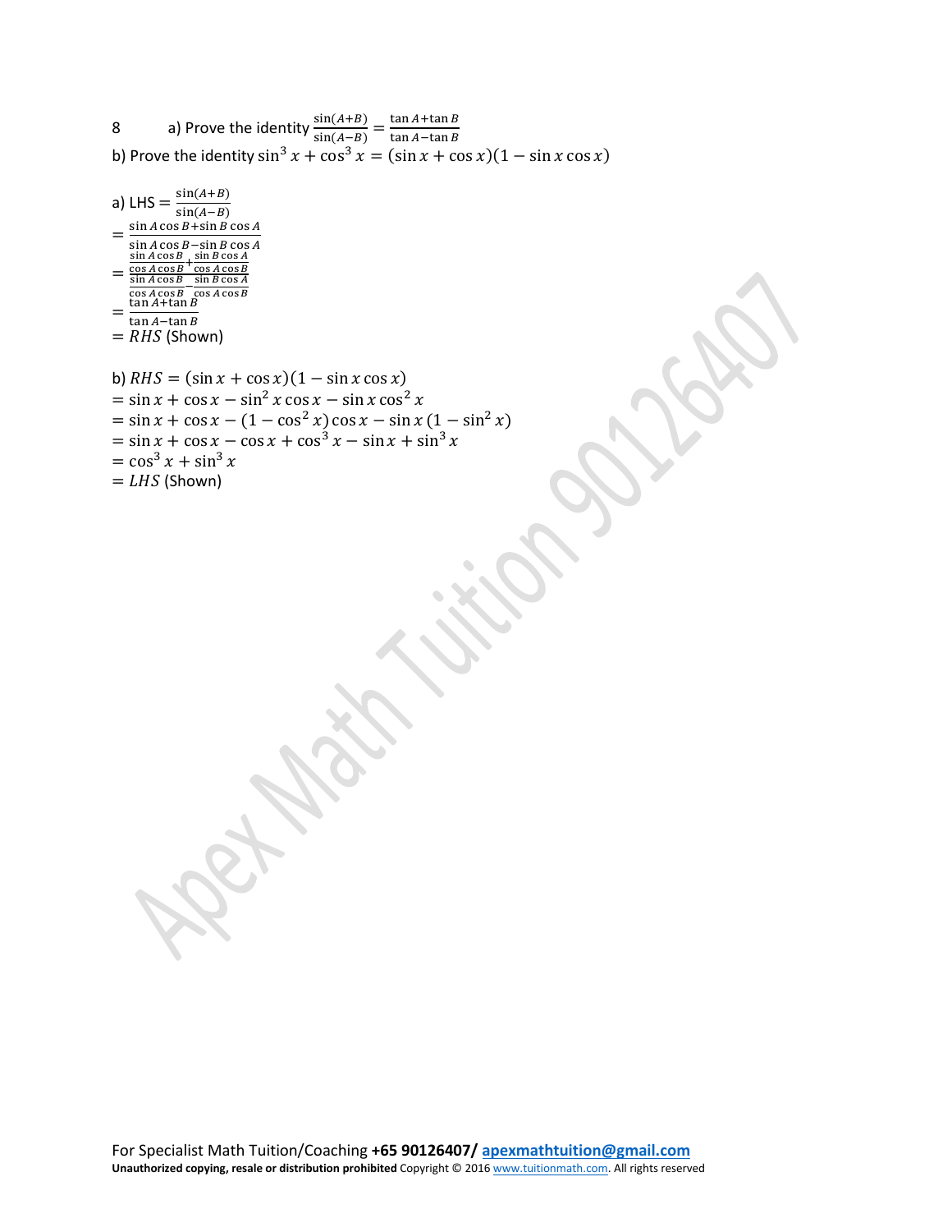8 a) Prove the identity $\frac{\sin(A+B)}{\sin(A-B)} = \frac{\tan A + \tan B}{\tan A - \tan B}$

b) Prove the identity $\sin^3 x + \cos^3 x = (\sin x + \cos x)(1 - \sin x \cos x)$

a) LHS $= \frac{\sin(A+B)}{\sin(A-B)}$

$= \frac{\sin A \cos B + \sin B \cos A}{\sin A \cos B - \sin B \cos A}$

$= \frac{\frac{\sin A \cos B}{\cos A \cos B} + \frac{\sin B \cos A}{\cos A \cos B}}{\frac{\sin A \cos B}{\cos A \cos B} - \frac{\sin B \cos A}{\cos A \cos B}}$

$= \frac{\tan A + \tan B}{\tan A - \tan B}$

$= RHS$ (Shown)

b) $RHS = (\sin x + \cos x)(1 - \sin x \cos x)$

$= \sin x + \cos x - \sin^2 x \cos x - \sin x \cos^2 x$

$= \sin x + \cos x - (1 - \cos^2 x) \cos x - \sin x (1 - \sin^2 x)$

$= \sin x + \cos x - \cos x + \cos^3 x - \sin x + \sin^3 x$

$= \cos^3 x + \sin^3 x$

$= LHS$ (Shown)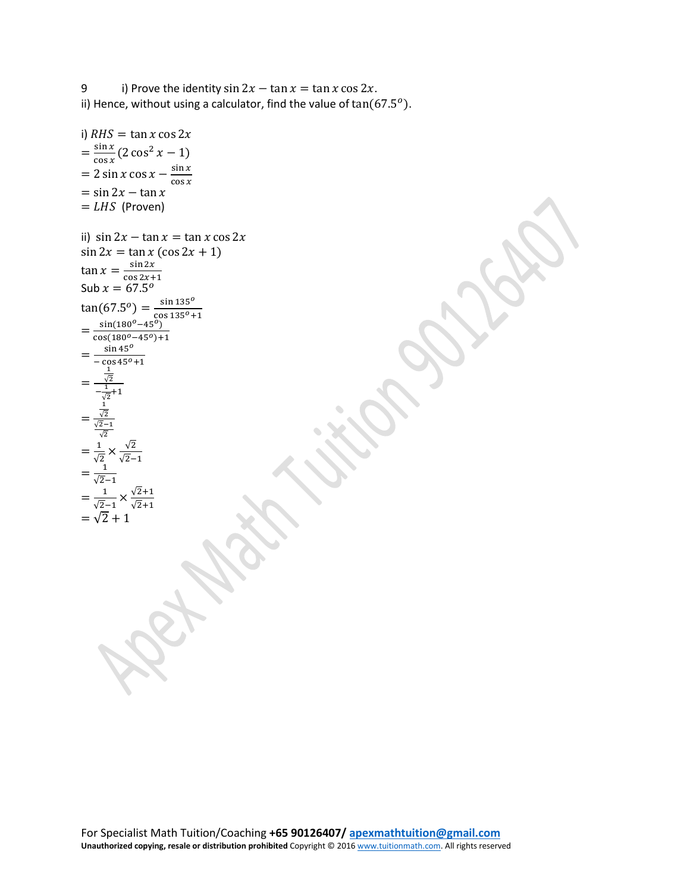9 i) Prove the identity $\sin 2x - \tan x = \tan x \cos 2x$.

ii) Hence, without using a calculator, find the value of $\tan(67.5^o)$.

i) $RHS = \tan x \cos 2x$

$= \frac{\sin x}{\cos x}(2\cos^2 x - 1)$

$= 2\sin x \cos x - \frac{\sin x}{\cos x}$

$= \sin 2x - \tan x$

$= LHS$ (Proven)

ii) $\sin 2x - \tan x = \tan x \cos 2x$

$\sin 2x = \tan x\,(\cos 2x + 1)$

$\tan x = \frac{\sin 2x}{\cos 2x + 1}$

Sub $x = 67.5^o$

$\tan(67.5^o) = \frac{\sin 135^o}{\cos 135^o + 1}$

$= \frac{\sin(180^o - 45^o)}{\cos(180^o - 45^o) + 1}$

$= \frac{\sin 45^o}{-\cos 45^o + 1}$

$= \frac{\frac{1}{\sqrt{2}}}{-\frac{1}{\sqrt{2}} + 1}$

$= \frac{\frac{1}{\sqrt{2}}}{\frac{\sqrt{2}-1}{\sqrt{2}}}$

$= \frac{1}{\sqrt{2}} \times \frac{\sqrt{2}}{\sqrt{2}-1}$

$= \frac{1}{\sqrt{2}-1}$

$= \frac{1}{\sqrt{2}-1} \times \frac{\sqrt{2}+1}{\sqrt{2}+1}$

$= \sqrt{2} + 1$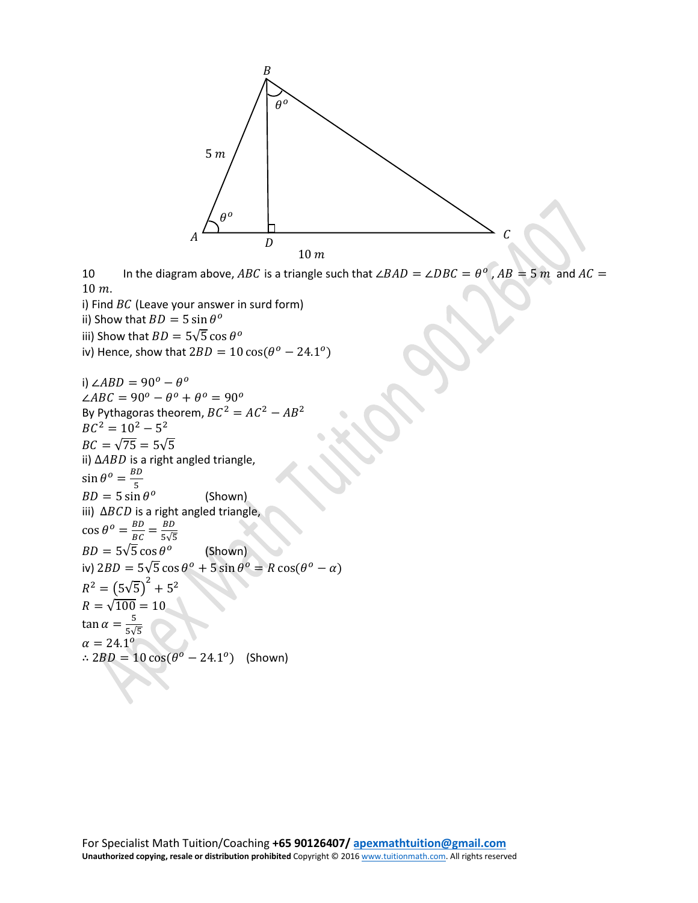B

$\theta^o$

5 m

$\theta^o$

A D C

10 m

10 In the diagram above, $ABC$ is a triangle such that $\angle BAD = \angle DBC = \theta^o$, $AB = 5\ m$ and $AC = 10\ m$.

i) Find $BC$ (Leave your answer in surd form)

ii) Show that $BD = 5\sin\theta^o$

iii) Show that $BD = 5\sqrt{5}\cos\theta^o$

iv) Hence, show that $2BD = 10\cos(\theta^o - 24.1^o)$

i) $\angle ABD = 90^o - \theta^o$

$\angle ABC = 90^o - \theta^o + \theta^o = 90^o$

By Pythagoras theorem, $BC^2 = AC^2 - AB^2$

$BC^2 = 10^2 - 5^2$

$BC = \sqrt{75} = 5\sqrt{5}$

ii) $\Delta ABD$ is a right angled triangle,

$\sin\theta^o = \frac{BD}{5}$

$BD = 5\sin\theta^o$ (Shown)

iii) $\Delta BCD$ is a right angled triangle,

$\cos\theta^o = \frac{BD}{BC} = \frac{BD}{5\sqrt{5}}$

$BD = 5\sqrt{5}\cos\theta^o$ (Shown)

iv) $2BD = 5\sqrt{5}\cos\theta^o + 5\sin\theta^o = R\cos(\theta^o - \alpha)$

$R^2 = \left(5\sqrt{5}\right)^2 + 5^2$

$R = \sqrt{100} = 10$

$\tan\alpha = \frac{5}{5\sqrt{5}}$

$\alpha = 24.1^o$

$\therefore 2BD = 10\cos(\theta^o - 24.1^o)$ (Shown)